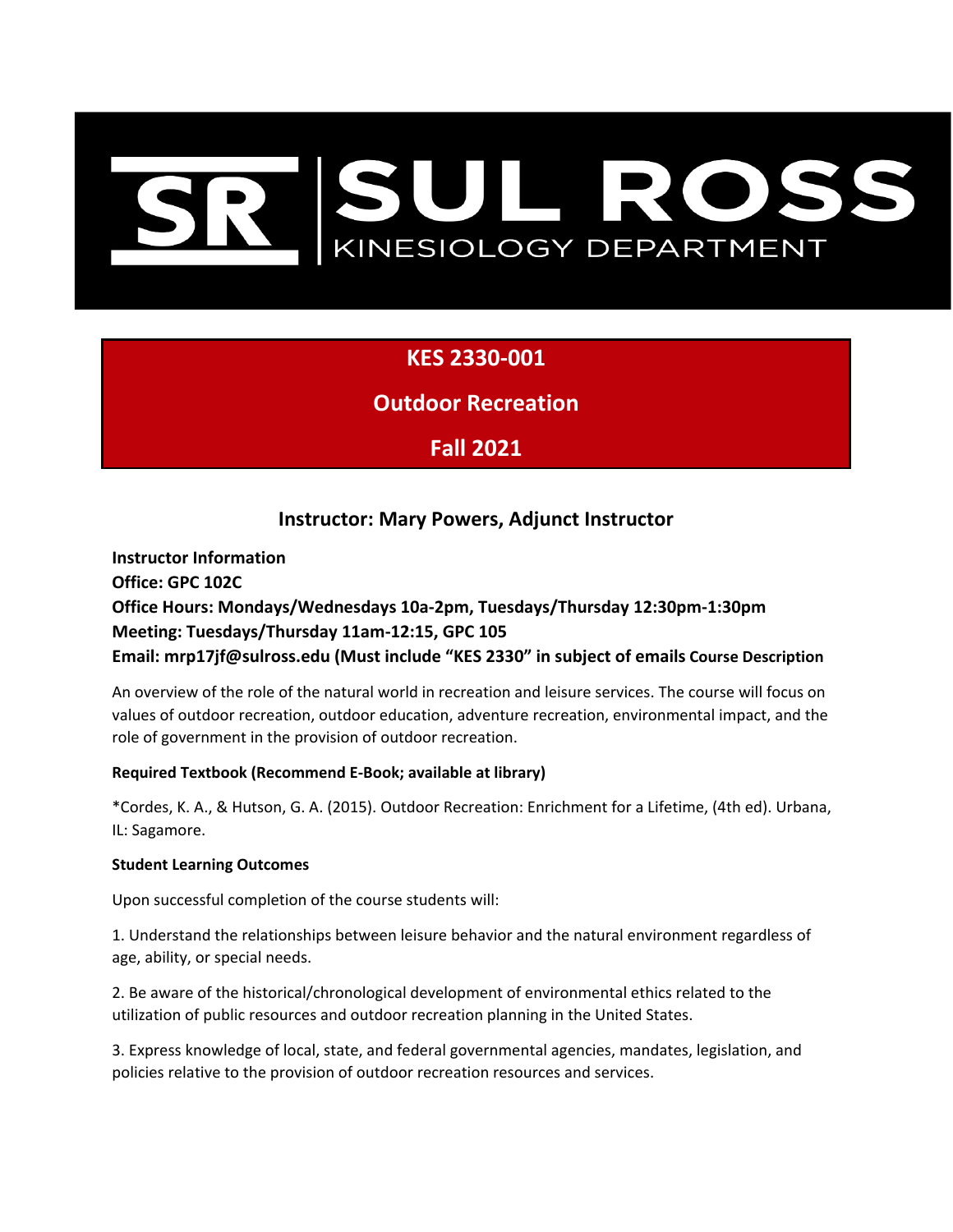# SUL ROSS

KINESIOLOGY DEPARTMENT

## KES 2330-001

## Outdoor Recreation

## Fall 2021

### Instructor: Mary Powers, Adjunct Instructor

**Instructor Information**
**Office: GPC 102C**
**Office Hours: Mondays/Wednesdays 10a-2pm, Tuesdays/Thursday 12:30pm-1:30pm**
**Meeting: Tuesdays/Thursday 11am-12:15, GPC 105**
**Email: mrp17jf@sulross.edu (Must include "KES 2330" in subject of emails**

**Course Description**

An overview of the role of the natural world in recreation and leisure services. The course will focus on values of outdoor recreation, outdoor education, adventure recreation, environmental impact, and the role of government in the provision of outdoor recreation.

**Required Textbook (Recommend E-Book; available at library)**

*Cordes, K. A., & Hutson, G. A. (2015). Outdoor Recreation: Enrichment for a Lifetime, (4th ed). Urbana, IL: Sagamore.

**Student Learning Outcomes**

Upon successful completion of the course students will:

1. Understand the relationships between leisure behavior and the natural environment regardless of age, ability, or special needs.

2. Be aware of the historical/chronological development of environmental ethics related to the utilization of public resources and outdoor recreation planning in the United States.

3. Express knowledge of local, state, and federal governmental agencies, mandates, legislation, and policies relative to the provision of outdoor recreation resources and services.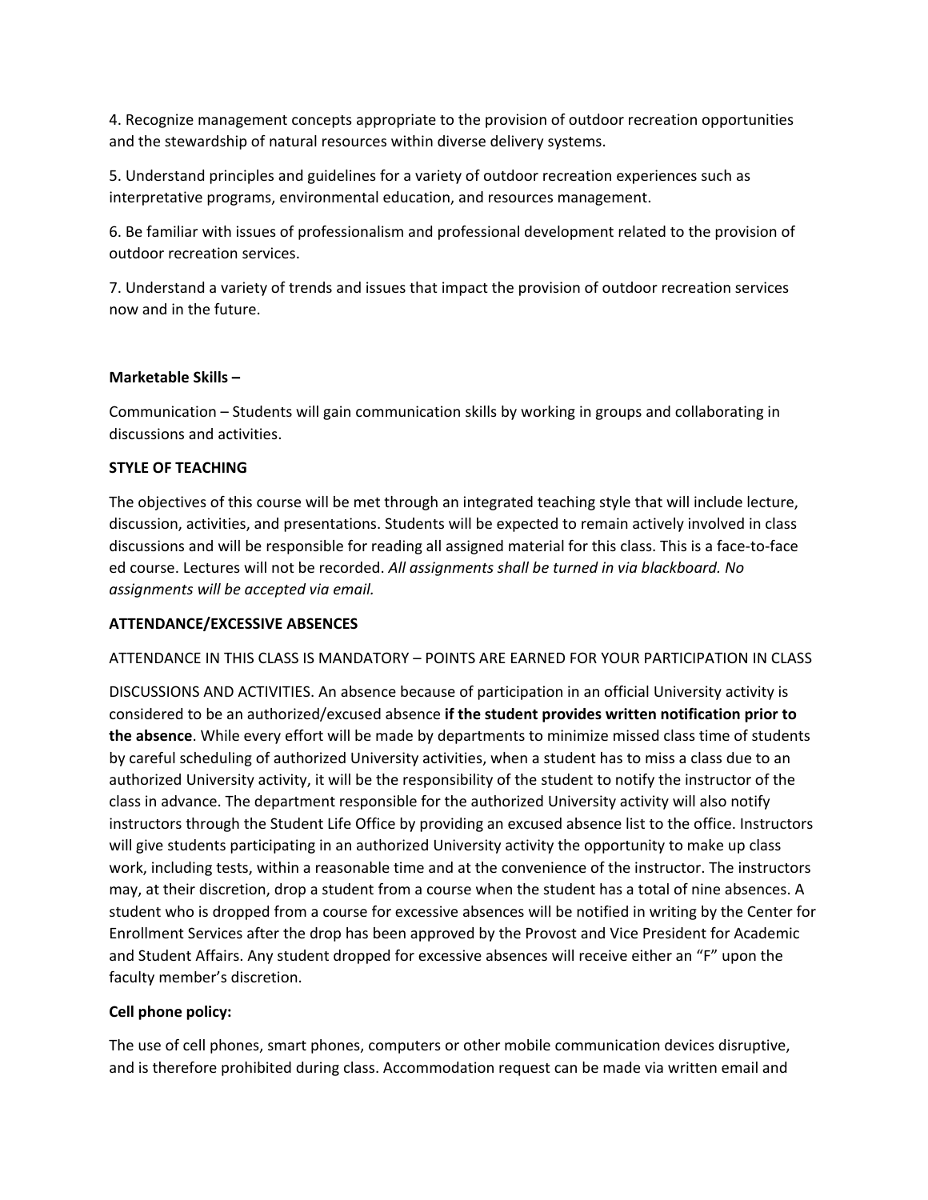4. Recognize management concepts appropriate to the provision of outdoor recreation opportunities and the stewardship of natural resources within diverse delivery systems.

5. Understand principles and guidelines for a variety of outdoor recreation experiences such as interpretative programs, environmental education, and resources management.

6. Be familiar with issues of professionalism and professional development related to the provision of outdoor recreation services.

7. Understand a variety of trends and issues that impact the provision of outdoor recreation services now and in the future.

**Marketable Skills –**

Communication – Students will gain communication skills by working in groups and collaborating in discussions and activities.

**STYLE OF TEACHING**

The objectives of this course will be met through an integrated teaching style that will include lecture, discussion, activities, and presentations. Students will be expected to remain actively involved in class discussions and will be responsible for reading all assigned material for this class. This is a face-to-face ed course. Lectures will not be recorded. *All assignments shall be turned in via blackboard. No assignments will be accepted via email.*

**ATTENDANCE/EXCESSIVE ABSENCES**

ATTENDANCE IN THIS CLASS IS MANDATORY – POINTS ARE EARNED FOR YOUR PARTICIPATION IN CLASS

DISCUSSIONS AND ACTIVITIES. An absence because of participation in an official University activity is considered to be an authorized/excused absence **if the student provides written notification prior to the absence**. While every effort will be made by departments to minimize missed class time of students by careful scheduling of authorized University activities, when a student has to miss a class due to an authorized University activity, it will be the responsibility of the student to notify the instructor of the class in advance. The department responsible for the authorized University activity will also notify instructors through the Student Life Office by providing an excused absence list to the office. Instructors will give students participating in an authorized University activity the opportunity to make up class work, including tests, within a reasonable time and at the convenience of the instructor. The instructors may, at their discretion, drop a student from a course when the student has a total of nine absences. A student who is dropped from a course for excessive absences will be notified in writing by the Center for Enrollment Services after the drop has been approved by the Provost and Vice President for Academic and Student Affairs. Any student dropped for excessive absences will receive either an "F" upon the faculty member's discretion.

**Cell phone policy:**

The use of cell phones, smart phones, computers or other mobile communication devices disruptive, and is therefore prohibited during class. Accommodation request can be made via written email and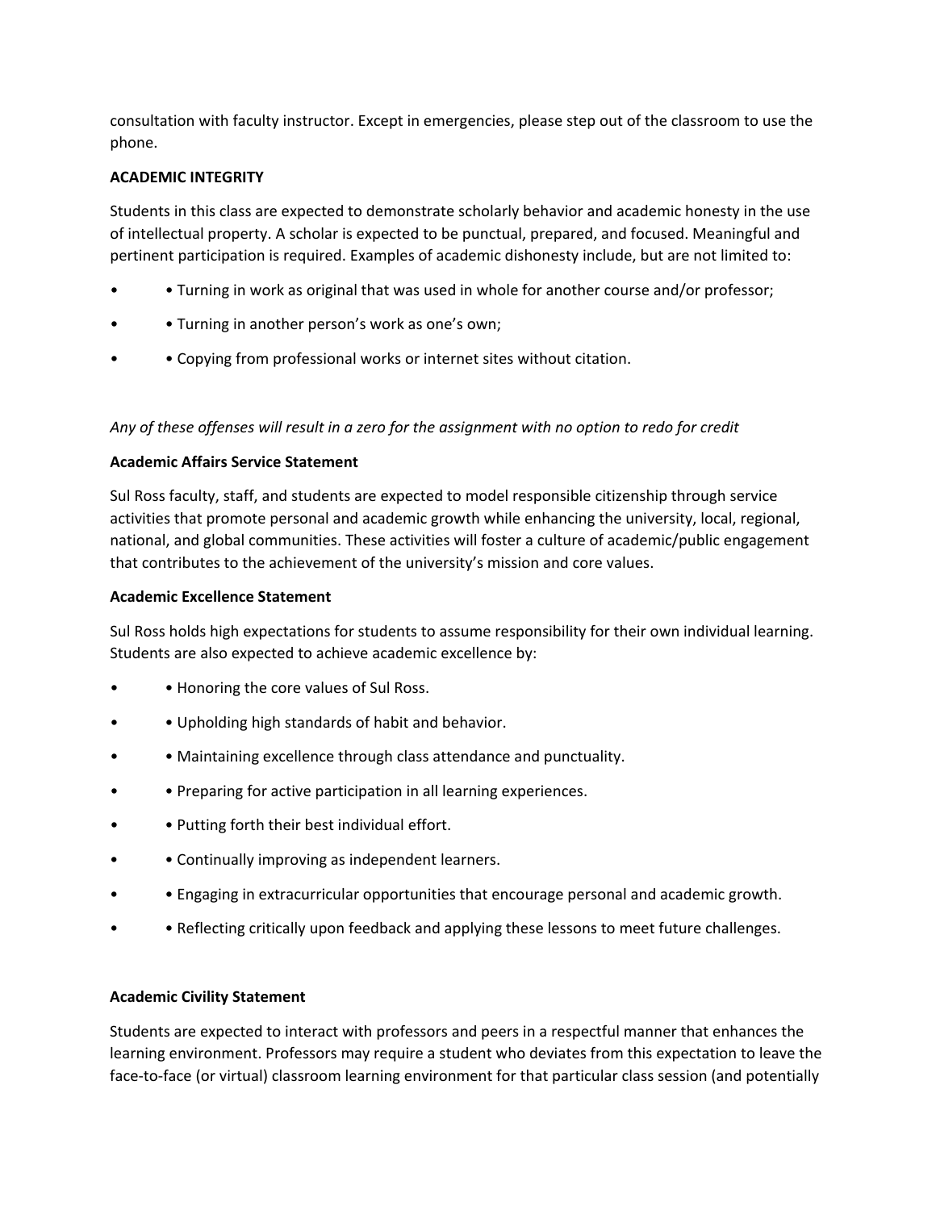consultation with faculty instructor. Except in emergencies, please step out of the classroom to use the phone.

**ACADEMIC INTEGRITY**

Students in this class are expected to demonstrate scholarly behavior and academic honesty in the use of intellectual property. A scholar is expected to be punctual, prepared, and focused. Meaningful and pertinent participation is required. Examples of academic dishonesty include, but are not limited to:

- • Turning in work as original that was used in whole for another course and/or professor;
- • Turning in another person's work as one's own;
- • Copying from professional works or internet sites without citation.

*Any of these offenses will result in a zero for the assignment with no option to redo for credit*

**Academic Affairs Service Statement**

Sul Ross faculty, staff, and students are expected to model responsible citizenship through service activities that promote personal and academic growth while enhancing the university, local, regional, national, and global communities. These activities will foster a culture of academic/public engagement that contributes to the achievement of the university's mission and core values.

**Academic Excellence Statement**

Sul Ross holds high expectations for students to assume responsibility for their own individual learning. Students are also expected to achieve academic excellence by:

- • Honoring the core values of Sul Ross.
- • Upholding high standards of habit and behavior.
- • Maintaining excellence through class attendance and punctuality.
- • Preparing for active participation in all learning experiences.
- • Putting forth their best individual effort.
- • Continually improving as independent learners.
- • Engaging in extracurricular opportunities that encourage personal and academic growth.
- • Reflecting critically upon feedback and applying these lessons to meet future challenges.

**Academic Civility Statement**

Students are expected to interact with professors and peers in a respectful manner that enhances the learning environment. Professors may require a student who deviates from this expectation to leave the face-to-face (or virtual) classroom learning environment for that particular class session (and potentially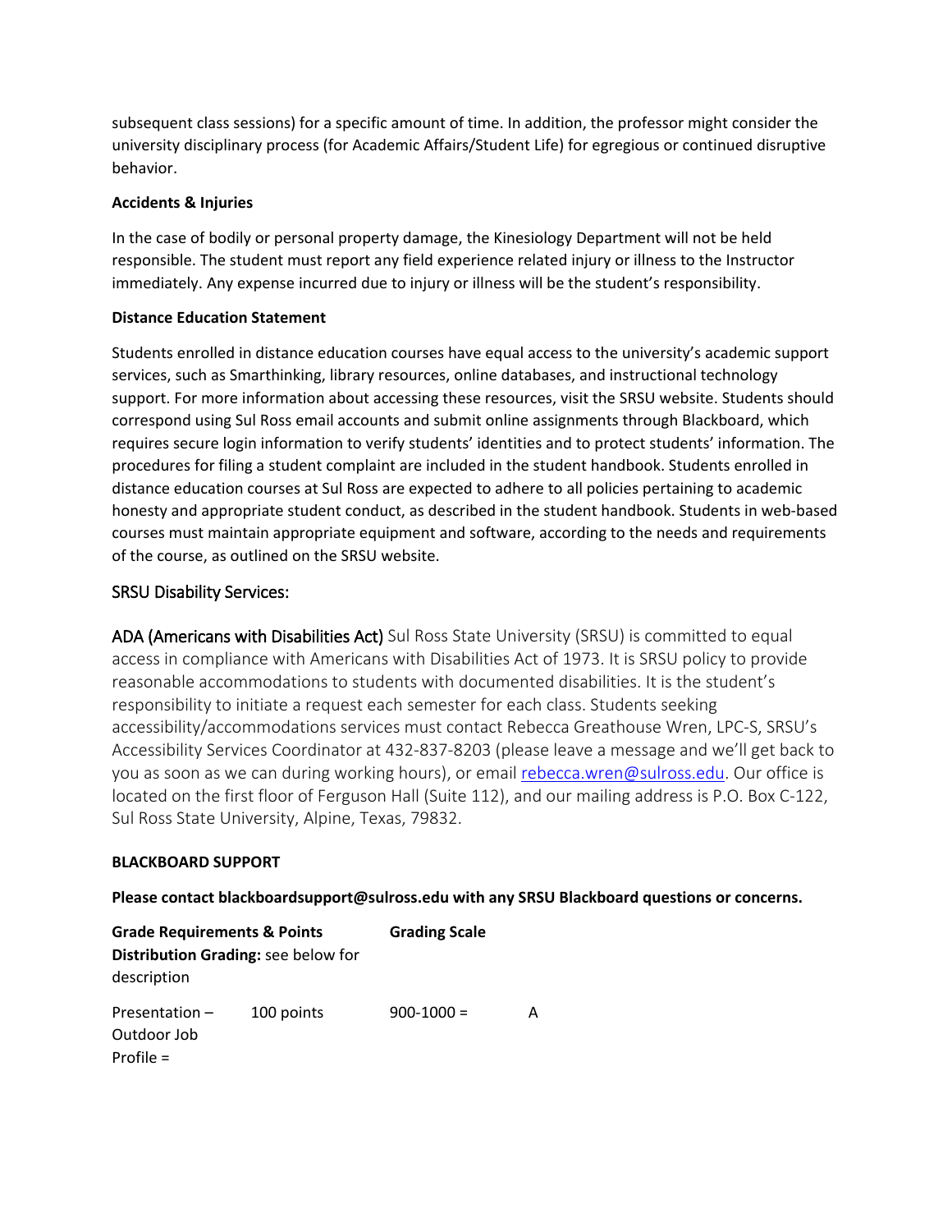subsequent class sessions) for a specific amount of time. In addition, the professor might consider the university disciplinary process (for Academic Affairs/Student Life) for egregious or continued disruptive behavior.

**Accidents & Injuries**

In the case of bodily or personal property damage, the Kinesiology Department will not be held responsible. The student must report any field experience related injury or illness to the Instructor immediately. Any expense incurred due to injury or illness will be the student's responsibility.

**Distance Education Statement**

Students enrolled in distance education courses have equal access to the university's academic support services, such as Smarthinking, library resources, online databases, and instructional technology support. For more information about accessing these resources, visit the SRSU website. Students should correspond using Sul Ross email accounts and submit online assignments through Blackboard, which requires secure login information to verify students' identities and to protect students' information. The procedures for filing a student complaint are included in the student handbook. Students enrolled in distance education courses at Sul Ross are expected to adhere to all policies pertaining to academic honesty and appropriate student conduct, as described in the student handbook. Students in web-based courses must maintain appropriate equipment and software, according to the needs and requirements of the course, as outlined on the SRSU website.

## SRSU Disability Services:

**ADA (Americans with Disabilities Act)** Sul Ross State University (SRSU) is committed to equal access in compliance with Americans with Disabilities Act of 1973. It is SRSU policy to provide reasonable accommodations to students with documented disabilities. It is the student's responsibility to initiate a request each semester for each class. Students seeking accessibility/accommodations services must contact Rebecca Greathouse Wren, LPC-S, SRSU's Accessibility Services Coordinator at 432-837-8203 (please leave a message and we'll get back to you as soon as we can during working hours), or email rebecca.wren@sulross.edu. Our office is located on the first floor of Ferguson Hall (Suite 112), and our mailing address is P.O. Box C-122, Sul Ross State University, Alpine, Texas, 79832.

**BLACKBOARD SUPPORT**

**Please contact blackboardsupport@sulross.edu with any SRSU Blackboard questions or concerns.**

| **Grade Requirements & Points Distribution Grading:** see below for description | | **Grading Scale** | |
|---|---|---|---|
| Presentation – Outdoor Job Profile = | 100 points | 900-1000 = | A |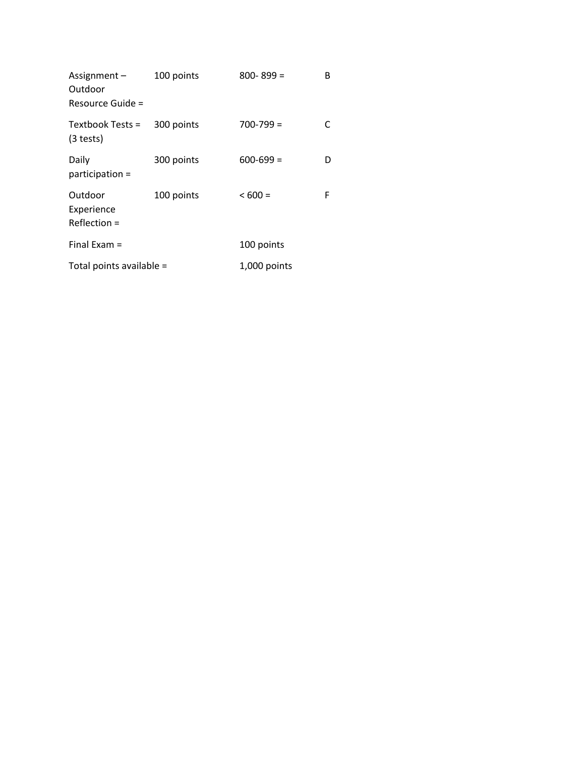| | | | |
|---|---|---|---|
| Assignment – Outdoor Resource Guide = | 100 points | 800- 899 = | B |
| Textbook Tests = (3 tests) | 300 points | 700-799 = | C |
| Daily participation = | 300 points | 600-699 = | D |
| Outdoor Experience Reflection = | 100 points | < 600 = | F |
| Final Exam = | | 100 points | |
| Total points available = | | 1,000 points | |